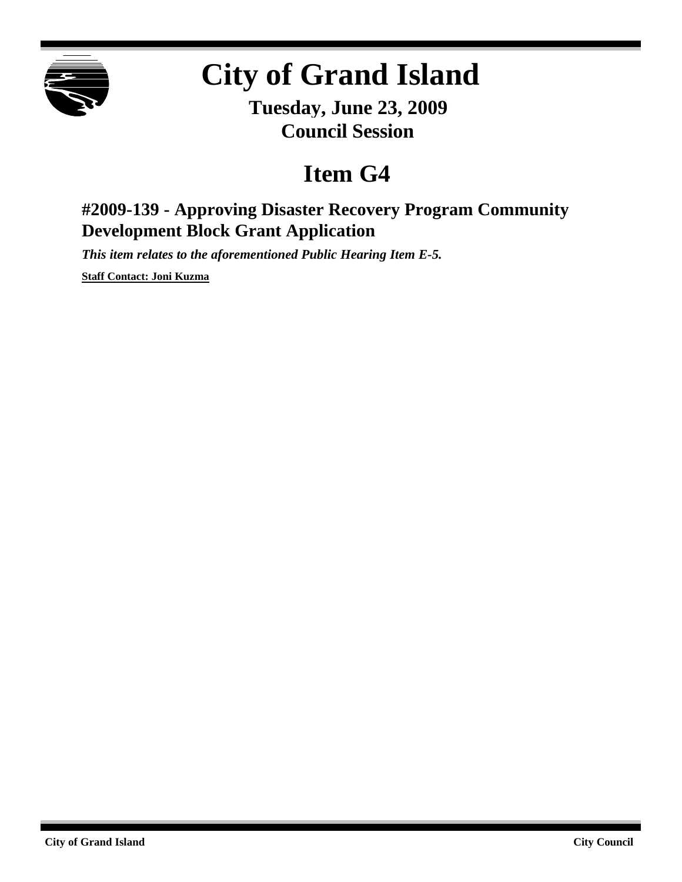# City of Grand Island

**Tuesday, June 23, 2009**
**Council Session**

## Item G4

### #2009-139 - Approving Disaster Recovery Program Community Development Block Grant Application

***This item relates to the aforementioned Public Hearing Item E-5.***

**Staff Contact: Joni Kuzma**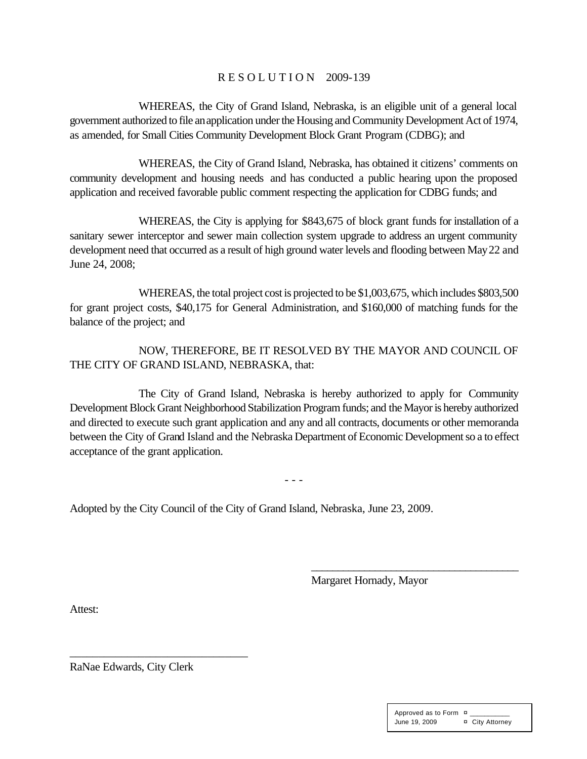# R E S O L U T I O N 2009-139

WHEREAS, the City of Grand Island, Nebraska, is an eligible unit of a general local government authorized to file an application under the Housing and Community Development Act of 1974, as amended, for Small Cities Community Development Block Grant Program (CDBG); and

WHEREAS, the City of Grand Island, Nebraska, has obtained it citizens' comments on community development and housing needs and has conducted a public hearing upon the proposed application and received favorable public comment respecting the application for CDBG funds; and

WHEREAS, the City is applying for $843,675 of block grant funds for installation of a sanitary sewer interceptor and sewer main collection system upgrade to address an urgent community development need that occurred as a result of high ground water levels and flooding between May 22 and June 24, 2008;

WHEREAS, the total project cost is projected to be $1,003,675, which includes $803,500 for grant project costs, $40,175 for General Administration, and $160,000 of matching funds for the balance of the project; and

NOW, THEREFORE, BE IT RESOLVED BY THE MAYOR AND COUNCIL OF THE CITY OF GRAND ISLAND, NEBRASKA, that:

The City of Grand Island, Nebraska is hereby authorized to apply for Community Development Block Grant Neighborhood Stabilization Program funds; and the Mayor is hereby authorized and directed to execute such grant application and any and all contracts, documents or other memoranda between the City of Grand Island and the Nebraska Department of Economic Development so a to effect acceptance of the grant application.

- - -

Adopted by the City Council of the City of Grand Island, Nebraska, June 23, 2009.

_____________________________________
Margaret Hornady, Mayor

Attest:

_______________________________
RaNae Edwards, City Clerk

Approved as to Form ¤ ___________
June 19, 2009 ¤ City Attorney